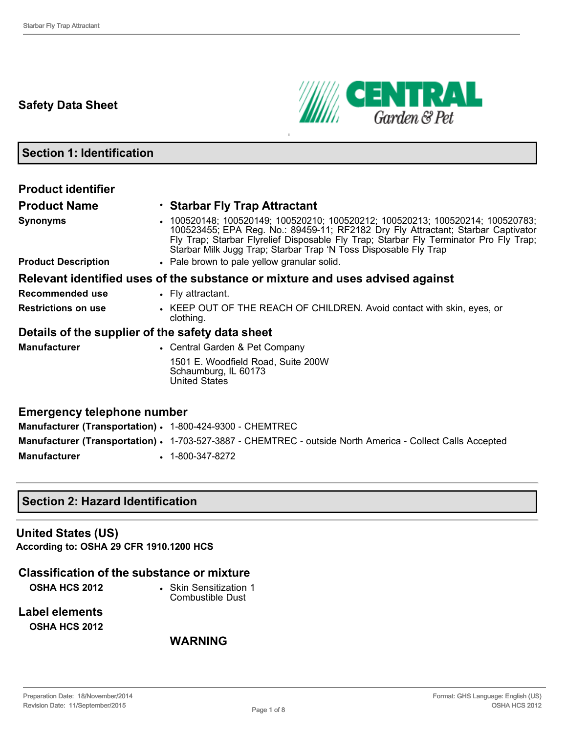## Safety Data Sheet

## Section 1: Identification

### Product identifier

| | |
|---|---|
| **Product Name** | • **Starbar Fly Trap Attractant** |
| **Synonyms** | • 100520148; 100520149; 100520210; 100520212; 100520213; 100520214; 100520783; 100523455; EPA Reg. No.: 89459-11; RF2182 Dry Fly Attractant; Starbar Captivator Fly Trap; Starbar Flyrelief Disposable Fly Trap; Starbar Fly Terminator Pro Fly Trap; Starbar Milk Jugg Trap; Starbar Trap 'N Toss Disposable Fly Trap |
| **Product Description** | • Pale brown to pale yellow granular solid. |

### Relevant identified uses of the substance or mixture and uses advised against

| | |
|---|---|
| **Recommended use** | • Fly attractant. |
| **Restrictions on use** | • KEEP OUT OF THE REACH OF CHILDREN. Avoid contact with skin, eyes, or clothing. |

### Details of the supplier of the safety data sheet

| | |
|---|---|
| **Manufacturer** | • Central Garden & Pet Company<br>1501 E. Woodfield Road, Suite 200W<br>Schaumburg, IL 60173<br>United States |

### Emergency telephone number

| | |
|---|---|
| **Manufacturer (Transportation)** | • 1-800-424-9300 - CHEMTREC |
| **Manufacturer (Transportation)** | • 1-703-527-3887 - CHEMTREC - outside North America - Collect Calls Accepted |
| **Manufacturer** | • 1-800-347-8272 |

## Section 2: Hazard Identification

### United States (US)

**According to: OSHA 29 CFR 1910.1200 HCS**

### Classification of the substance or mixture

| | |
|---|---|
| **OSHA HCS 2012** | • Skin Sensitization 1<br>Combustible Dust |

### Label elements

**OSHA HCS 2012**

**WARNING**

Preparation Date: 18/November/2014
Revision Date: 11/September/2015
Format: GHS Language: English (US)
OSHA HCS 2012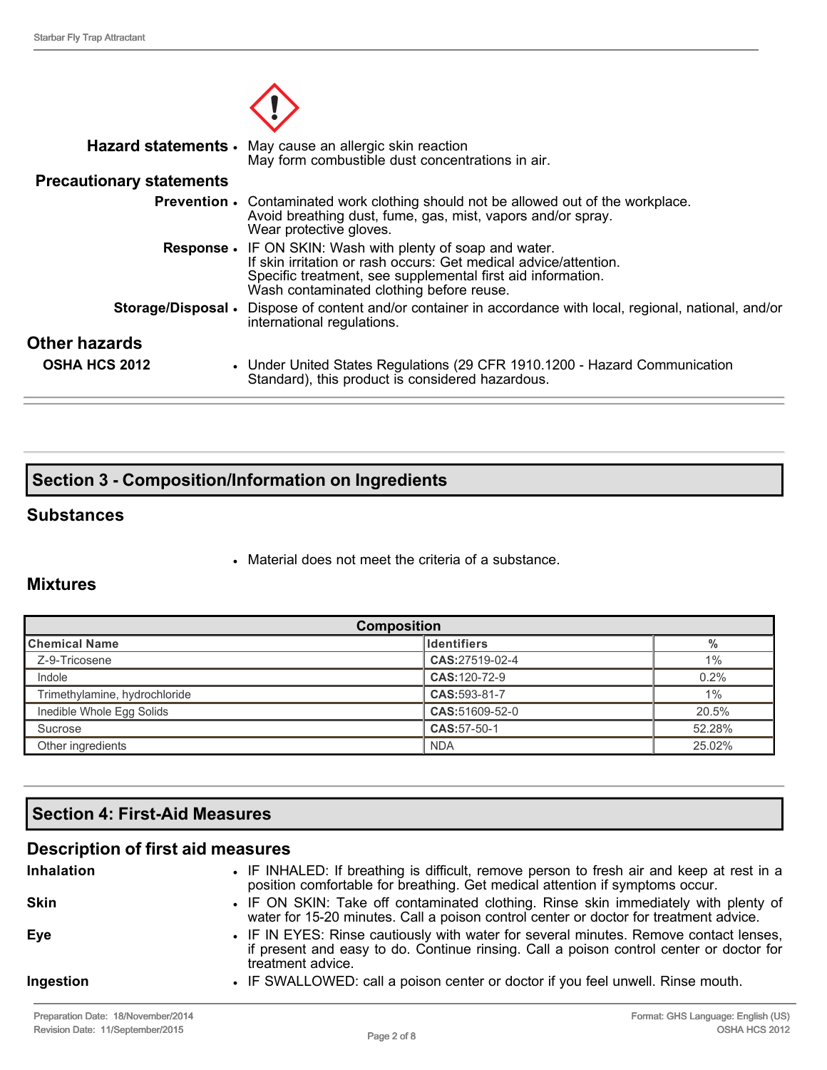**Hazard statements**
- May cause an allergic skin reaction
  May form combustible dust concentrations in air.

**Precautionary statements**

**Prevention**
- Contaminated work clothing should not be allowed out of the workplace.
  Avoid breathing dust, fume, gas, mist, vapors and/or spray.
  Wear protective gloves.

**Response**
- IF ON SKIN: Wash with plenty of soap and water.
  If skin irritation or rash occurs: Get medical advice/attention.
  Specific treatment, see supplemental first aid information.
  Wash contaminated clothing before reuse.

**Storage/Disposal**
- Dispose of content and/or container in accordance with local, regional, national, and/or international regulations.

### Other hazards

**OSHA HCS 2012**
- Under United States Regulations (29 CFR 1910.1200 - Hazard Communication Standard), this product is considered hazardous.

## Section 3 - Composition/Information on Ingredients

### Substances

- Material does not meet the criteria of a substance.

### Mixtures

| Composition | | |
|---|---|---|
| **Chemical Name** | **Identifiers** | **%** |
| Z-9-Tricosene | **CAS:**27519-02-4 | 1% |
| Indole | **CAS:**120-72-9 | 0.2% |
| Trimethylamine, hydrochloride | **CAS:**593-81-7 | 1% |
| Inedible Whole Egg Solids | **CAS:**51609-52-0 | 20.5% |
| Sucrose | **CAS:**57-50-1 | 52.28% |
| Other ingredients | NDA | 25.02% |

## Section 4: First-Aid Measures

### Description of first aid measures

**Inhalation**
- IF INHALED: If breathing is difficult, remove person to fresh air and keep at rest in a position comfortable for breathing. Get medical attention if symptoms occur.

**Skin**
- IF ON SKIN: Take off contaminated clothing. Rinse skin immediately with plenty of water for 15-20 minutes. Call a poison control center or doctor for treatment advice.

**Eye**
- IF IN EYES: Rinse cautiously with water for several minutes. Remove contact lenses, if present and easy to do. Continue rinsing. Call a poison control center or doctor for treatment advice.

**Ingestion**
- IF SWALLOWED: call a poison center or doctor if you feel unwell. Rinse mouth.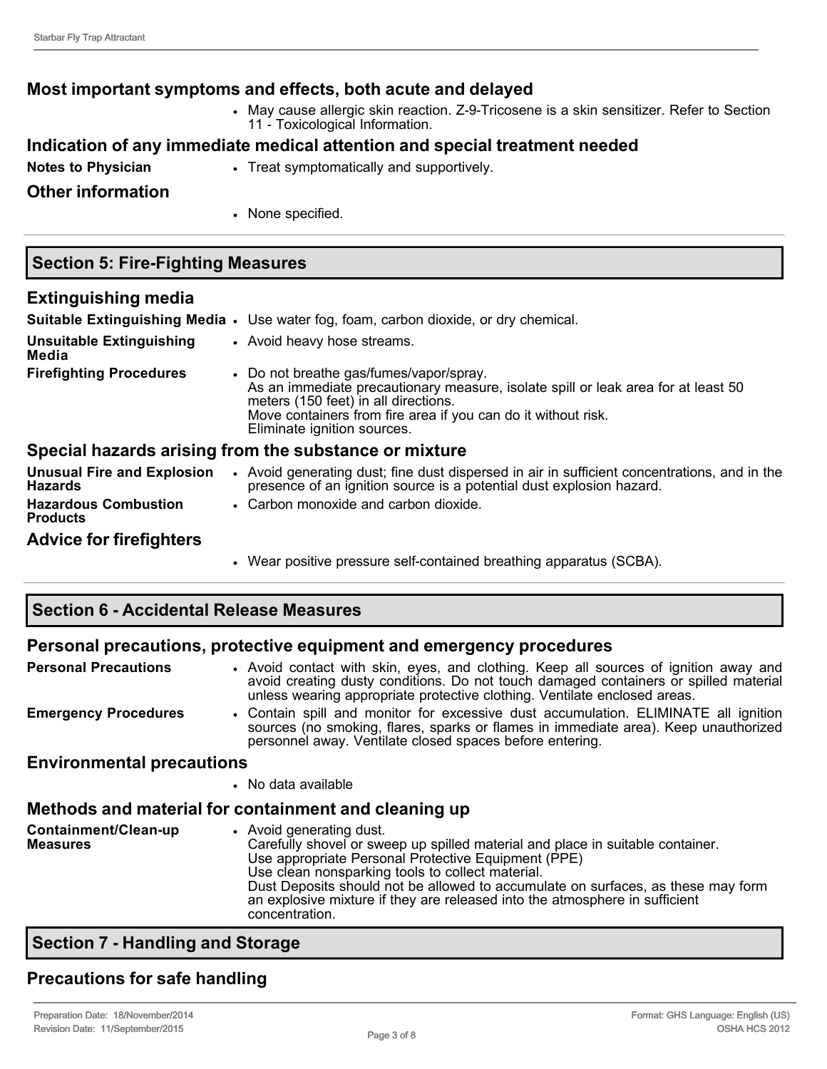## Most important symptoms and effects, both acute and delayed

- May cause allergic skin reaction. Z-9-Tricosene is a skin sensitizer. Refer to Section 11 - Toxicological Information.

## Indication of any immediate medical attention and special treatment needed

**Notes to Physician**
- Treat symptomatically and supportively.

## Other information

- None specified.

# Section 5: Fire-Fighting Measures

## Extinguishing media

**Suitable Extinguishing Media**
- Use water fog, foam, carbon dioxide, or dry chemical.

**Unsuitable Extinguishing Media**
- Avoid heavy hose streams.

**Firefighting Procedures**
- Do not breathe gas/fumes/vapor/spray.
  As an immediate precautionary measure, isolate spill or leak area for at least 50 meters (150 feet) in all directions.
  Move containers from fire area if you can do it without risk.
  Eliminate ignition sources.

## Special hazards arising from the substance or mixture

**Unusual Fire and Explosion Hazards**
- Avoid generating dust; fine dust dispersed in air in sufficient concentrations, and in the presence of an ignition source is a potential dust explosion hazard.

**Hazardous Combustion Products**
- Carbon monoxide and carbon dioxide.

## Advice for firefighters

- Wear positive pressure self-contained breathing apparatus (SCBA).

# Section 6 - Accidental Release Measures

## Personal precautions, protective equipment and emergency procedures

**Personal Precautions**
- Avoid contact with skin, eyes, and clothing. Keep all sources of ignition away and avoid creating dusty conditions. Do not touch damaged containers or spilled material unless wearing appropriate protective clothing. Ventilate enclosed areas.

**Emergency Procedures**
- Contain spill and monitor for excessive dust accumulation. ELIMINATE all ignition sources (no smoking, flares, sparks or flames in immediate area). Keep unauthorized personnel away. Ventilate closed spaces before entering.

## Environmental precautions

- No data available

## Methods and material for containment and cleaning up

**Containment/Clean-up Measures**
- Avoid generating dust.
  Carefully shovel or sweep up spilled material and place in suitable container.
  Use appropriate Personal Protective Equipment (PPE)
  Use clean nonsparking tools to collect material.
  Dust Deposits should not be allowed to accumulate on surfaces, as these may form an explosive mixture if they are released into the atmosphere in sufficient concentration.

# Section 7 - Handling and Storage

## Precautions for safe handling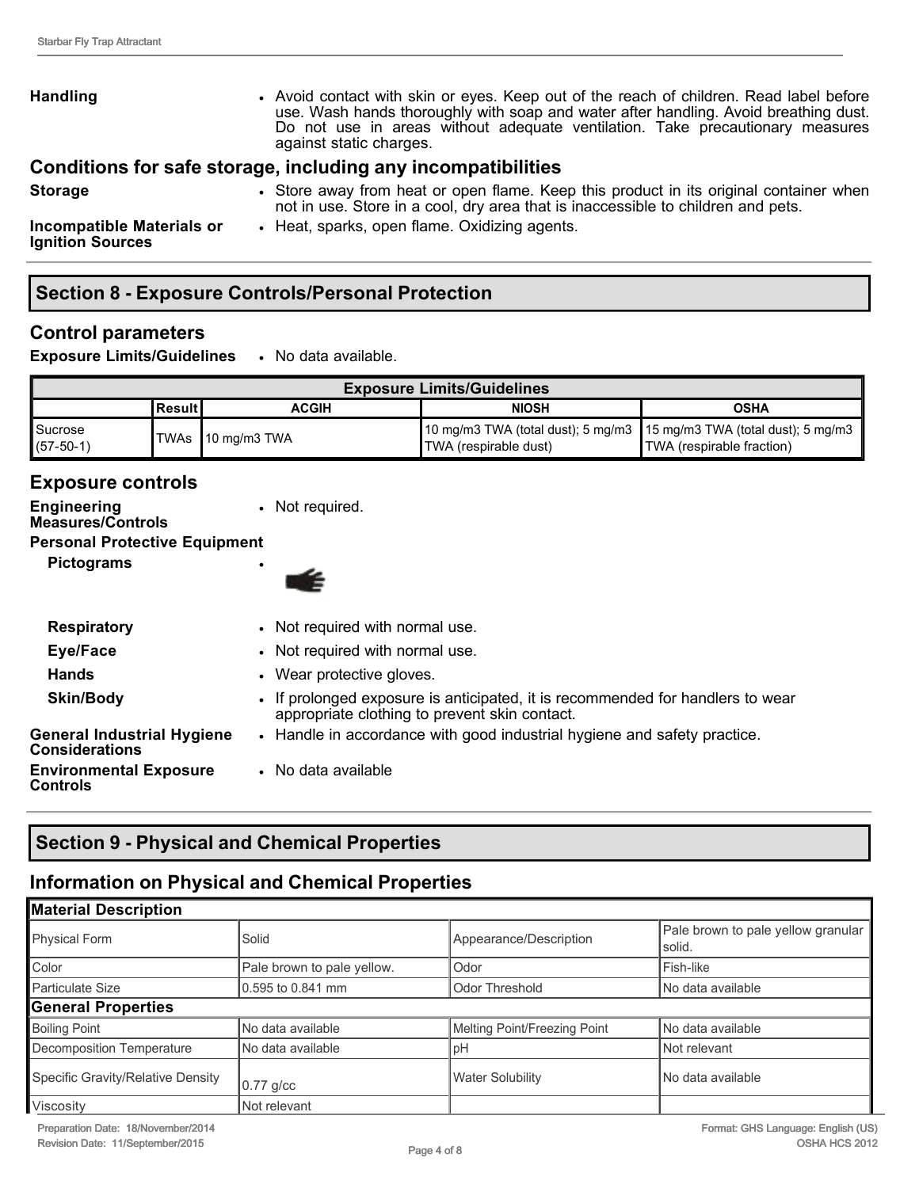**Handling**
- Avoid contact with skin or eyes. Keep out of the reach of children. Read label before use. Wash hands thoroughly with soap and water after handling. Avoid breathing dust. Do not use in areas without adequate ventilation. Take precautionary measures against static charges.

### Conditions for safe storage, including any incompatibilities

**Storage**
- Store away from heat or open flame. Keep this product in its original container when not in use. Store in a cool, dry area that is inaccessible to children and pets.

**Incompatible Materials or Ignition Sources**
- Heat, sparks, open flame. Oxidizing agents.

## Section 8 - Exposure Controls/Personal Protection

### Control parameters

**Exposure Limits/Guidelines**
- No data available.

| Exposure Limits/Guidelines | | | | |
|---|---|---|---|---|
| | Result | ACGIH | NIOSH | OSHA |
| Sucrose (57-50-1) | TWAs | 10 mg/m3 TWA | 10 mg/m3 TWA (total dust); 5 mg/m3 TWA (respirable dust) | 15 mg/m3 TWA (total dust); 5 mg/m3 TWA (respirable fraction) |

### Exposure controls

**Engineering Measures/Controls**
- Not required.

**Personal Protective Equipment**

**Pictograms**
-

**Respiratory**
- Not required with normal use.

**Eye/Face**
- Not required with normal use.

**Hands**
- Wear protective gloves.

**Skin/Body**
- If prolonged exposure is anticipated, it is recommended for handlers to wear appropriate clothing to prevent skin contact.

**General Industrial Hygiene Considerations**
- Handle in accordance with good industrial hygiene and safety practice.

**Environmental Exposure Controls**
- No data available

## Section 9 - Physical and Chemical Properties

### Information on Physical and Chemical Properties

| Material Description | | | |
|---|---|---|---|
| Physical Form | Solid | Appearance/Description | Pale brown to pale yellow granular solid. |
| Color | Pale brown to pale yellow. | Odor | Fish-like |
| Particulate Size | 0.595 to 0.841 mm | Odor Threshold | No data available |
| **General Properties** | | | |
| Boiling Point | No data available | Melting Point/Freezing Point | No data available |
| Decomposition Temperature | No data available | pH | Not relevant |
| Specific Gravity/Relative Density | 0.77 g/cc | Water Solubility | No data available |
| Viscosity | Not relevant | | |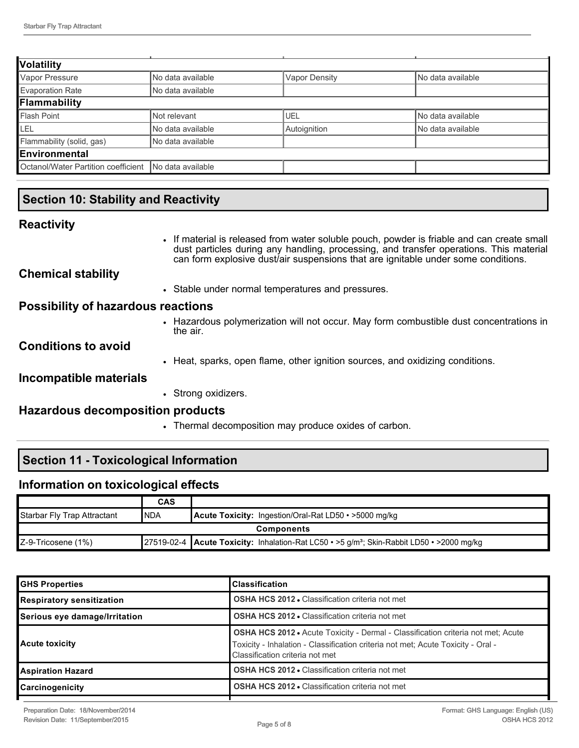| Volatility | | | |
|---|---|---|---|
| Vapor Pressure | No data available | Vapor Density | No data available |
| Evaporation Rate | No data available | | |
| **Flammability** | | | |
| Flash Point | Not relevant | UEL | No data available |
| LEL | No data available | Autoignition | No data available |
| Flammability (solid, gas) | No data available | | |
| **Environmental** | | | |
| Octanol/Water Partition coefficient | No data available | | |

## Section 10: Stability and Reactivity

### Reactivity

- If material is released from water soluble pouch, powder is friable and can create small dust particles during any handling, processing, and transfer operations. This material can form explosive dust/air suspensions that are ignitable under some conditions.

### Chemical stability

- Stable under normal temperatures and pressures.

### Possibility of hazardous reactions

- Hazardous polymerization will not occur. May form combustible dust concentrations in the air.

### Conditions to avoid

- Heat, sparks, open flame, other ignition sources, and oxidizing conditions.

### Incompatible materials

- Strong oxidizers.

### Hazardous decomposition products

- Thermal decomposition may produce oxides of carbon.

## Section 11 - Toxicological Information

### Information on toxicological effects

| | CAS | |
|---|---|---|
| Starbar Fly Trap Attractant | NDA | **Acute Toxicity:** Ingestion/Oral-Rat LD50 • >5000 mg/kg |
| **Components** | | |
| Z-9-Tricosene (1%) | 27519-02-4 | **Acute Toxicity:** Inhalation-Rat LC50 • >5 g/m³; Skin-Rabbit LD50 • >2000 mg/kg |

| GHS Properties | Classification |
|---|---|
| **Respiratory sensitization** | **OSHA HCS 2012** • Classification criteria not met |
| **Serious eye damage/Irritation** | **OSHA HCS 2012** • Classification criteria not met |
| **Acute toxicity** | **OSHA HCS 2012** • Acute Toxicity - Dermal - Classification criteria not met; Acute Toxicity - Inhalation - Classification criteria not met; Acute Toxicity - Oral - Classification criteria not met |
| **Aspiration Hazard** | **OSHA HCS 2012** • Classification criteria not met |
| **Carcinogenicity** | **OSHA HCS 2012** • Classification criteria not met |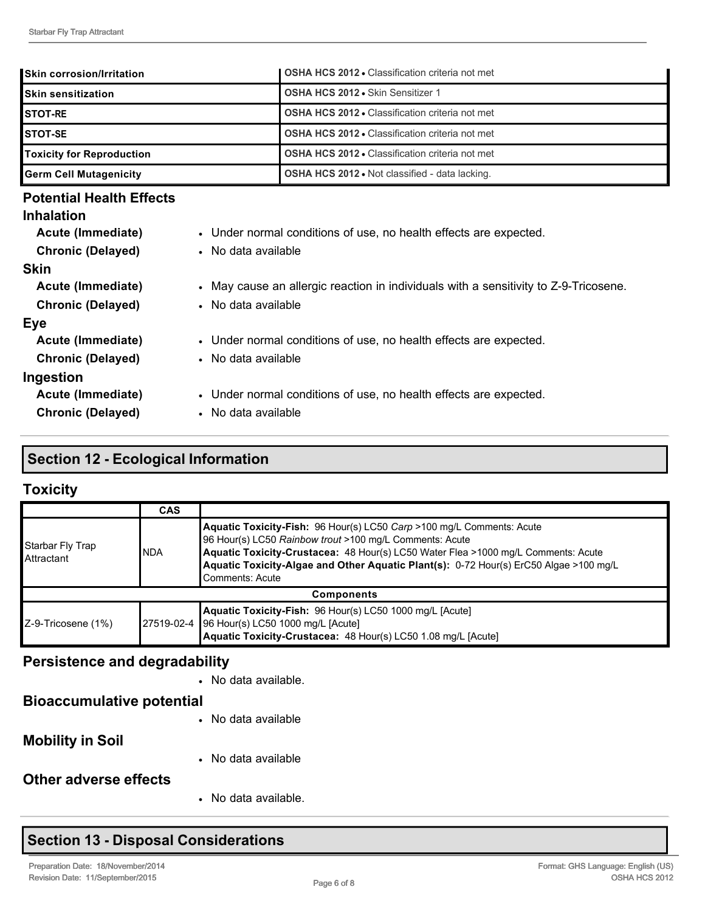| | |
|---|---|
| **Skin corrosion/Irritation** | **OSHA HCS 2012** • Classification criteria not met |
| **Skin sensitization** | **OSHA HCS 2012** • Skin Sensitizer 1 |
| **STOT-RE** | **OSHA HCS 2012** • Classification criteria not met |
| **STOT-SE** | **OSHA HCS 2012** • Classification criteria not met |
| **Toxicity for Reproduction** | **OSHA HCS 2012** • Classification criteria not met |
| **Germ Cell Mutagenicity** | **OSHA HCS 2012** • Not classified - data lacking. |

### Potential Health Effects

**Inhalation**

- **Acute (Immediate)** • Under normal conditions of use, no health effects are expected.
- **Chronic (Delayed)** • No data available

**Skin**

- **Acute (Immediate)** • May cause an allergic reaction in individuals with a sensitivity to Z-9-Tricosene.
- **Chronic (Delayed)** • No data available

**Eye**

- **Acute (Immediate)** • Under normal conditions of use, no health effects are expected.
- **Chronic (Delayed)** • No data available

**Ingestion**

- **Acute (Immediate)** • Under normal conditions of use, no health effects are expected.
- **Chronic (Delayed)** • No data available

## Section 12 - Ecological Information

### Toxicity

| | CAS | |
|---|---|---|
| Starbar Fly Trap Attractant | NDA | **Aquatic Toxicity-Fish:** 96 Hour(s) LC50 *Carp* >100 mg/L Comments: Acute 96 Hour(s) LC50 *Rainbow trout* >100 mg/L Comments: Acute **Aquatic Toxicity-Crustacea:** 48 Hour(s) LC50 Water Flea >1000 mg/L Comments: Acute **Aquatic Toxicity-Algae and Other Aquatic Plant(s):** 0-72 Hour(s) ErC50 Algae >100 mg/L Comments: Acute |
| **Components** | | |
| Z-9-Tricosene (1%) | 27519-02-4 | **Aquatic Toxicity-Fish:** 96 Hour(s) LC50 1000 mg/L [Acute] 96 Hour(s) LC50 1000 mg/L [Acute] **Aquatic Toxicity-Crustacea:** 48 Hour(s) LC50 1.08 mg/L [Acute] |

### Persistence and degradability

- No data available.

### Bioaccumulative potential

- No data available

### Mobility in Soil

- No data available

### Other adverse effects

- No data available.

## Section 13 - Disposal Considerations

Preparation Date: 18/November/2014
Revision Date: 11/September/2015

Format: GHS Language: English (US)
OSHA HCS 2012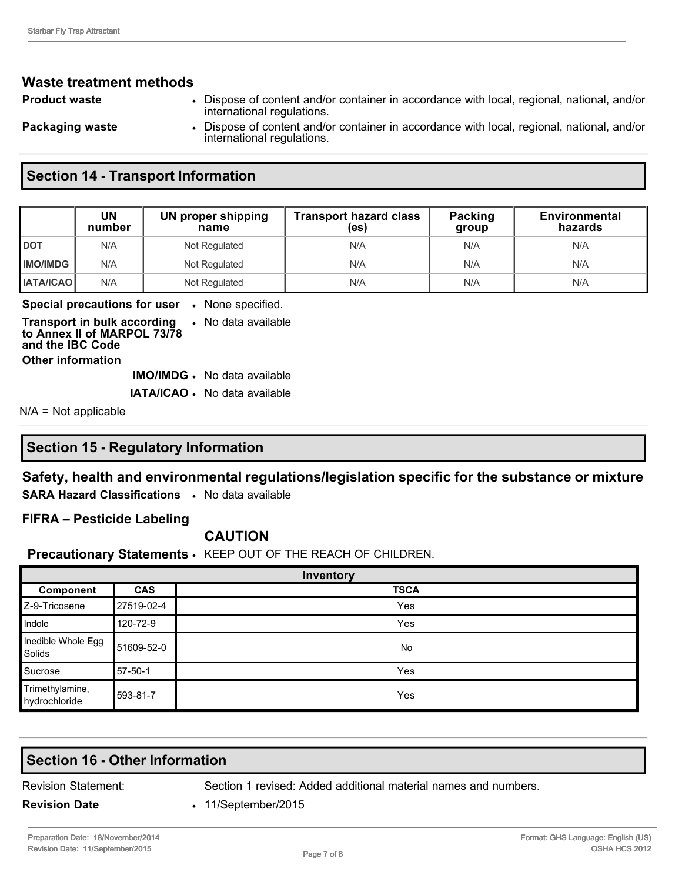### Waste treatment methods

**Product waste**
- Dispose of content and/or container in accordance with local, regional, national, and/or international regulations.

**Packaging waste**
- Dispose of content and/or container in accordance with local, regional, national, and/or international regulations.

## Section 14 - Transport Information

| | UN number | UN proper shipping name | Transport hazard class (es) | Packing group | Environmental hazards |
|---|---|---|---|---|---|
| DOT | N/A | Not Regulated | N/A | N/A | N/A |
| IMO/IMDG | N/A | Not Regulated | N/A | N/A | N/A |
| IATA/ICAO | N/A | Not Regulated | N/A | N/A | N/A |

**Special precautions for user**
- None specified.

**Transport in bulk according to Annex II of MARPOL 73/78 and the IBC Code**
- No data available

**Other information**

**IMO/IMDG**
- No data available

**IATA/ICAO**
- No data available

N/A = Not applicable

## Section 15 - Regulatory Information

### Safety, health and environmental regulations/legislation specific for the substance or mixture

**SARA Hazard Classifications**
- No data available

**FIFRA – Pesticide Labeling**

**CAUTION**

**Precautionary Statements**
- KEEP OUT OF THE REACH OF CHILDREN.

| Inventory | | |
|---|---|---|
| **Component** | **CAS** | **TSCA** |
| Z-9-Tricosene | 27519-02-4 | Yes |
| Indole | 120-72-9 | Yes |
| Inedible Whole Egg Solids | 51609-52-0 | No |
| Sucrose | 57-50-1 | Yes |
| Trimethylamine, hydrochloride | 593-81-7 | Yes |

## Section 16 - Other Information

Revision Statement: Section 1 revised: Added additional material names and numbers.

**Revision Date**
- 11/September/2015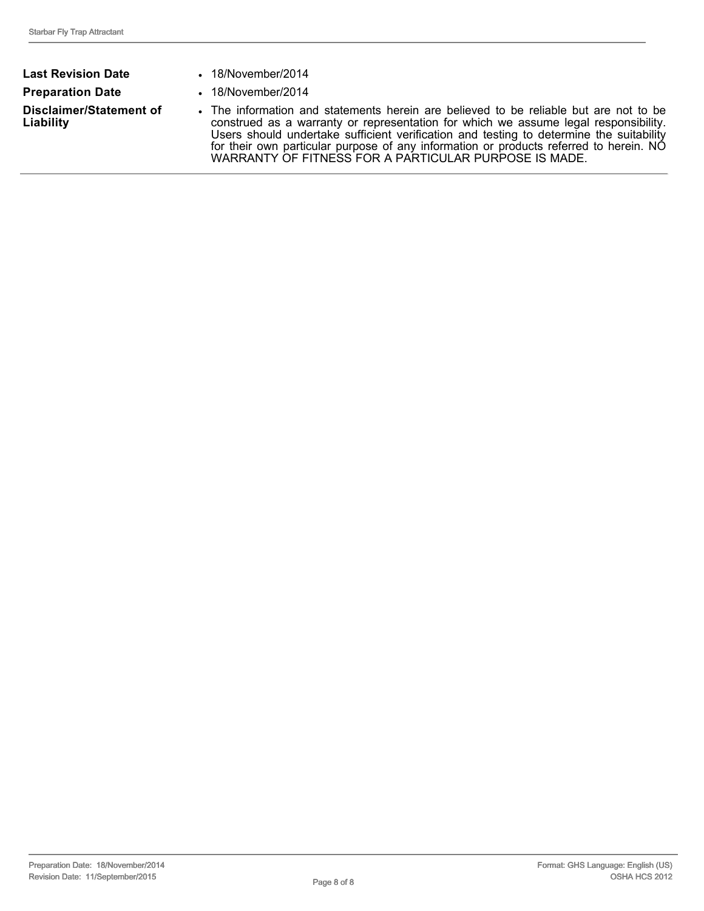| | |
|---|---|
| **Last Revision Date** | 18/November/2014 |
| **Preparation Date** | 18/November/2014 |
| **Disclaimer/Statement of Liability** | The information and statements herein are believed to be reliable but are not to be construed as a warranty or representation for which we assume legal responsibility. Users should undertake sufficient verification and testing to determine the suitability for their own particular purpose of any information or products referred to herein. NO WARRANTY OF FITNESS FOR A PARTICULAR PURPOSE IS MADE. |